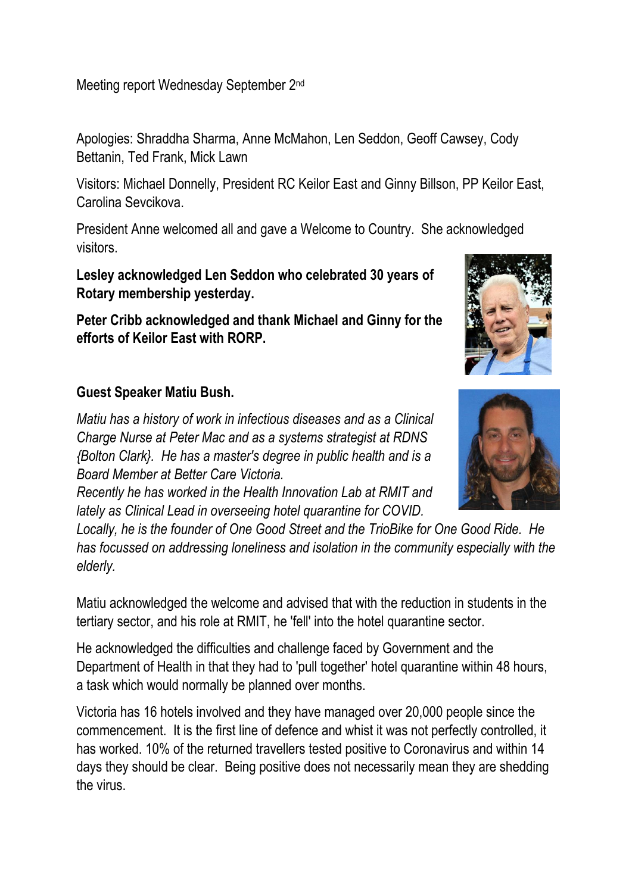Meeting report Wednesday September 2nd

Apologies: Shraddha Sharma, Anne McMahon, Len Seddon, Geoff Cawsey, Cody Bettanin, Ted Frank, Mick Lawn

Visitors: Michael Donnelly, President RC Keilor East and Ginny Billson, PP Keilor East, Carolina Sevcikova.

President Anne welcomed all and gave a Welcome to Country. She acknowledged visitors.

**Lesley acknowledged Len Seddon who celebrated 30 years of Rotary membership yesterday.**

**Peter Cribb acknowledged and thank Michael and Ginny for the efforts of Keilor East with RORP.**

**Guest Speaker Matiu Bush.**

*Matiu has a history of work in infectious diseases and as a Clinical Charge Nurse at Peter Mac and as a systems strategist at RDNS {Bolton Clark}. He has a master's degree in public health and is a Board Member at Better Care Victoria.*

*Recently he has worked in the Health Innovation Lab at RMIT and lately as Clinical Lead in overseeing hotel quarantine for COVID.*

*Locally, he is the founder of One Good Street and the TrioBike for One Good Ride. He has focussed on addressing loneliness and isolation in the community especially with the elderly.*

Matiu acknowledged the welcome and advised that with the reduction in students in the tertiary sector, and his role at RMIT, he 'fell' into the hotel quarantine sector.

He acknowledged the difficulties and challenge faced by Government and the Department of Health in that they had to 'pull together' hotel quarantine within 48 hours, a task which would normally be planned over months.

Victoria has 16 hotels involved and they have managed over 20,000 people since the commencement. It is the first line of defence and whist it was not perfectly controlled, it has worked. 10% of the returned travellers tested positive to Coronavirus and within 14 days they should be clear. Being positive does not necessarily mean they are shedding the virus.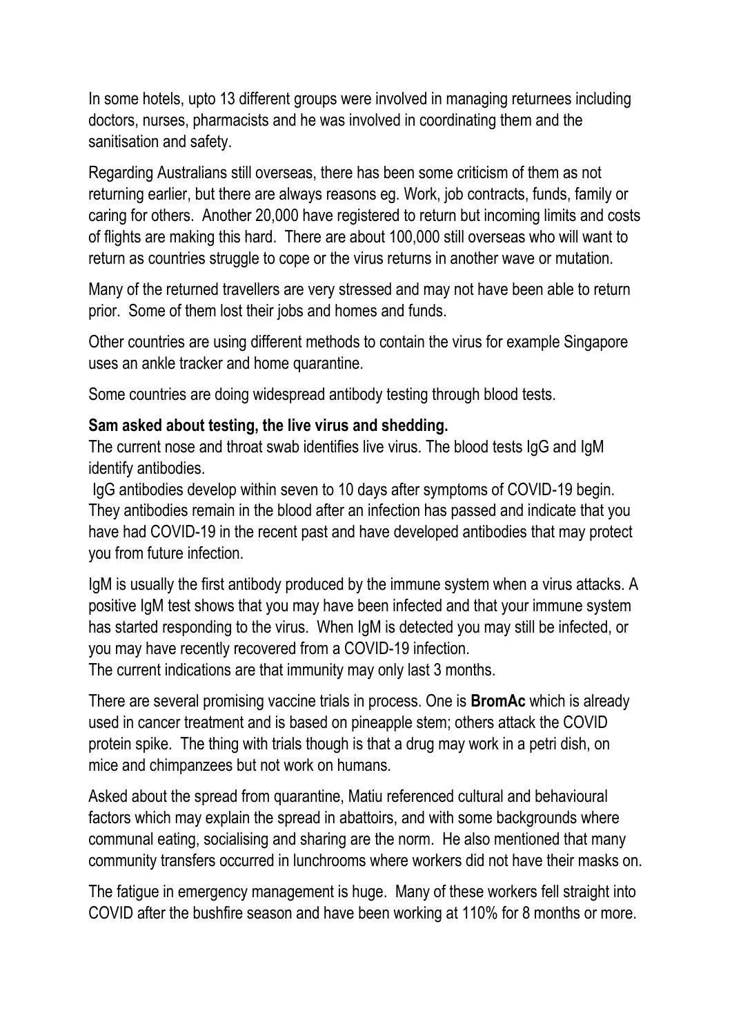In some hotels, upto 13 different groups were involved in managing returnees including doctors, nurses, pharmacists and he was involved in coordinating them and the sanitisation and safety.

Regarding Australians still overseas, there has been some criticism of them as not returning earlier, but there are always reasons eg. Work, job contracts, funds, family or caring for others. Another 20,000 have registered to return but incoming limits and costs of flights are making this hard. There are about 100,000 still overseas who will want to return as countries struggle to cope or the virus returns in another wave or mutation.

Many of the returned travellers are very stressed and may not have been able to return prior. Some of them lost their jobs and homes and funds.

Other countries are using different methods to contain the virus for example Singapore uses an ankle tracker and home quarantine.

Some countries are doing widespread antibody testing through blood tests.

**Sam asked about testing, the live virus and shedding.**
The current nose and throat swab identifies live virus. The blood tests IgG and IgM identify antibodies.

IgG antibodies develop within seven to 10 days after symptoms of COVID-19 begin. They antibodies remain in the blood after an infection has passed and indicate that you have had COVID-19 in the recent past and have developed antibodies that may protect you from future infection.

IgM is usually the first antibody produced by the immune system when a virus attacks. A positive IgM test shows that you may have been infected and that your immune system has started responding to the virus. When IgM is detected you may still be infected, or you may have recently recovered from a COVID-19 infection.
The current indications are that immunity may only last 3 months.

There are several promising vaccine trials in process. One is **BromAc** which is already used in cancer treatment and is based on pineapple stem; others attack the COVID protein spike. The thing with trials though is that a drug may work in a petri dish, on mice and chimpanzees but not work on humans.

Asked about the spread from quarantine, Matiu referenced cultural and behavioural factors which may explain the spread in abattoirs, and with some backgrounds where communal eating, socialising and sharing are the norm. He also mentioned that many community transfers occurred in lunchrooms where workers did not have their masks on.

The fatigue in emergency management is huge. Many of these workers fell straight into COVID after the bushfire season and have been working at 110% for 8 months or more.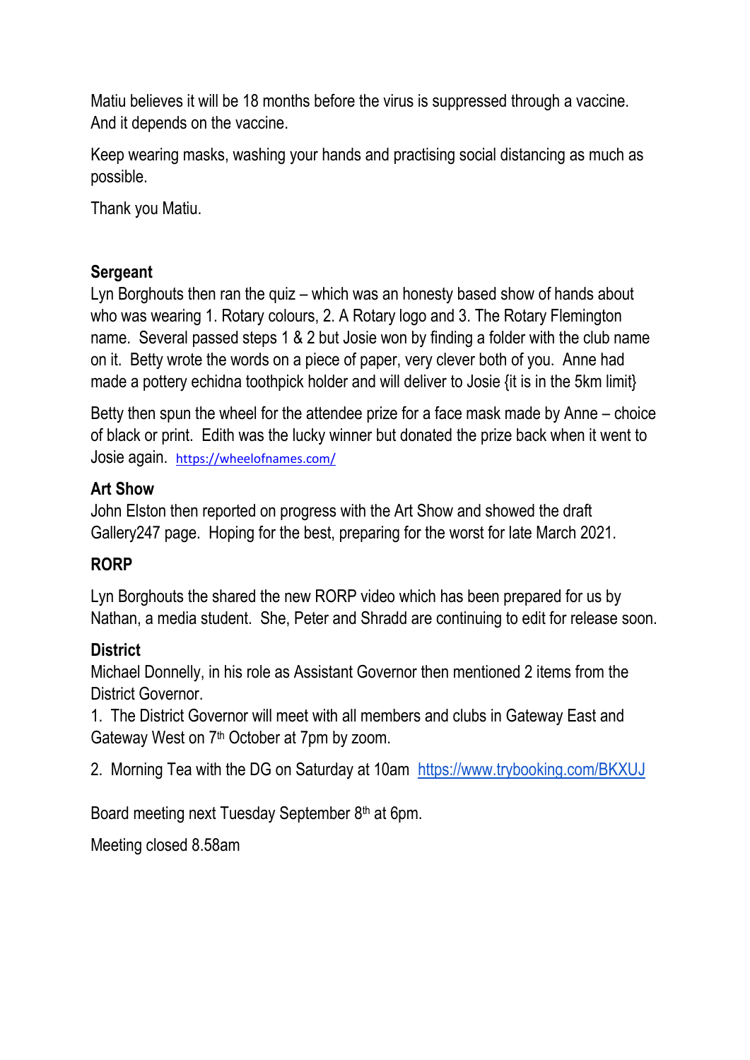Matiu believes it will be 18 months before the virus is suppressed through a vaccine. And it depends on the vaccine.

Keep wearing masks, washing your hands and practising social distancing as much as possible.

Thank you Matiu.

**Sergeant**

Lyn Borghouts then ran the quiz – which was an honesty based show of hands about who was wearing 1. Rotary colours, 2. A Rotary logo and 3. The Rotary Flemington name. Several passed steps 1 & 2 but Josie won by finding a folder with the club name on it. Betty wrote the words on a piece of paper, very clever both of you. Anne had made a pottery echidna toothpick holder and will deliver to Josie {it is in the 5km limit}

Betty then spun the wheel for the attendee prize for a face mask made by Anne – choice of black or print. Edith was the lucky winner but donated the prize back when it went to Josie again. https://wheelofnames.com/

**Art Show**

John Elston then reported on progress with the Art Show and showed the draft Gallery247 page. Hoping for the best, preparing for the worst for late March 2021.

**RORP**

Lyn Borghouts the shared the new RORP video which has been prepared for us by Nathan, a media student. She, Peter and Shradd are continuing to edit for release soon.

**District**

Michael Donnelly, in his role as Assistant Governor then mentioned 2 items from the District Governor.

1. The District Governor will meet with all members and clubs in Gateway East and Gateway West on 7th October at 7pm by zoom.

2. Morning Tea with the DG on Saturday at 10am https://www.trybooking.com/BKXUJ

Board meeting next Tuesday September 8th at 6pm.

Meeting closed 8.58am